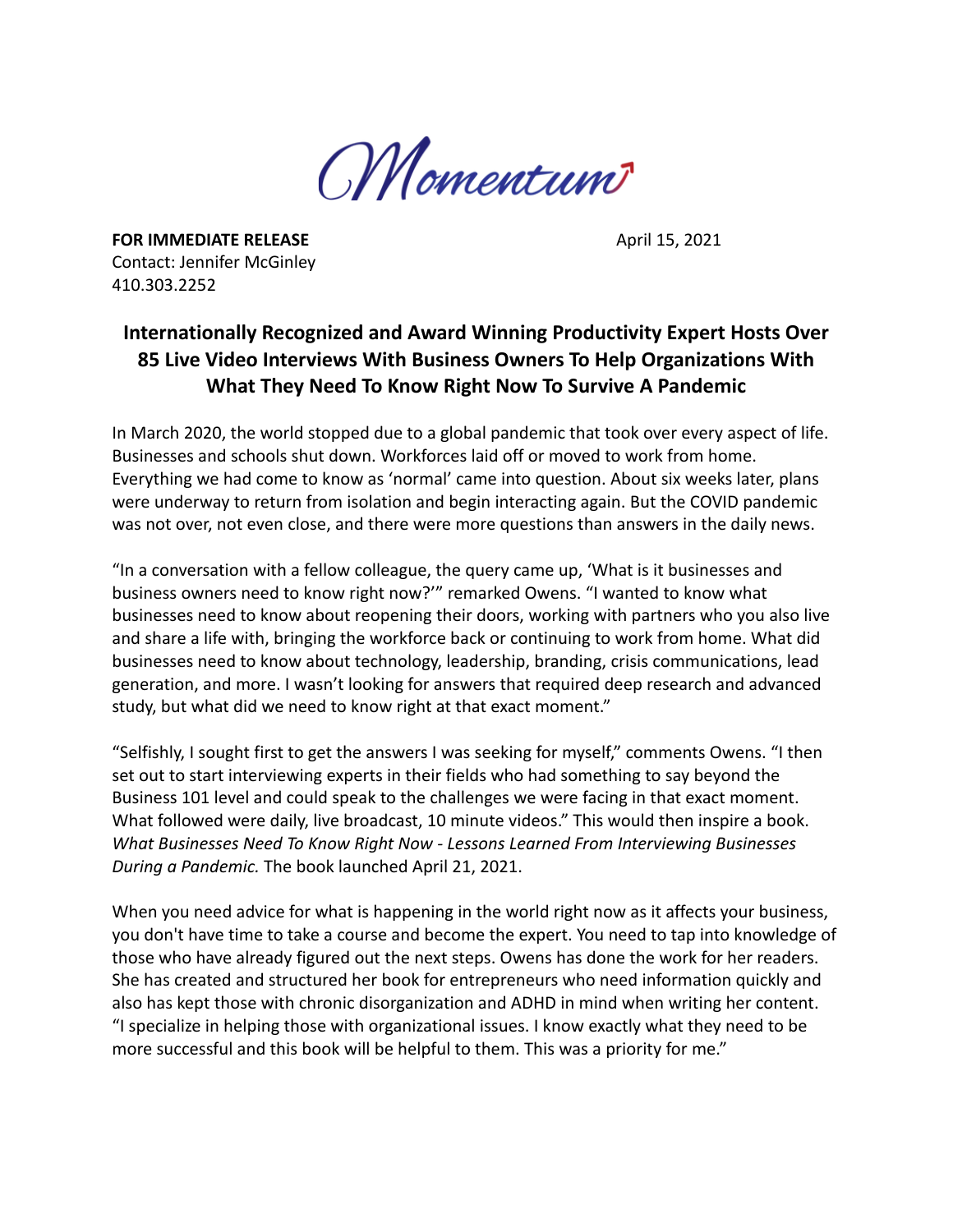Momentum

**FOR IMMEDIATE RELEASE** April 15, 2021

Contact: Jennifer McGinley
410.303.2252

## Internationally Recognized and Award Winning Productivity Expert Hosts Over 85 Live Video Interviews With Business Owners To Help Organizations With What They Need To Know Right Now To Survive A Pandemic

In March 2020, the world stopped due to a global pandemic that took over every aspect of life. Businesses and schools shut down. Workforces laid off or moved to work from home. Everything we had come to know as 'normal' came into question. About six weeks later, plans were underway to return from isolation and begin interacting again. But the COVID pandemic was not over, not even close, and there were more questions than answers in the daily news.

"In a conversation with a fellow colleague, the query came up, 'What is it businesses and business owners need to know right now?'" remarked Owens. "I wanted to know what businesses need to know about reopening their doors, working with partners who you also live and share a life with, bringing the workforce back or continuing to work from home. What did businesses need to know about technology, leadership, branding, crisis communications, lead generation, and more. I wasn't looking for answers that required deep research and advanced study, but what did we need to know right at that exact moment."

"Selfishly, I sought first to get the answers I was seeking for myself," comments Owens. "I then set out to start interviewing experts in their fields who had something to say beyond the Business 101 level and could speak to the challenges we were facing in that exact moment. What followed were daily, live broadcast, 10 minute videos." This would then inspire a book. *What Businesses Need To Know Right Now - Lessons Learned From Interviewing Businesses During a Pandemic.* The book launched April 21, 2021.

When you need advice for what is happening in the world right now as it affects your business, you don't have time to take a course and become the expert. You need to tap into knowledge of those who have already figured out the next steps. Owens has done the work for her readers. She has created and structured her book for entrepreneurs who need information quickly and also has kept those with chronic disorganization and ADHD in mind when writing her content. "I specialize in helping those with organizational issues. I know exactly what they need to be more successful and this book will be helpful to them. This was a priority for me."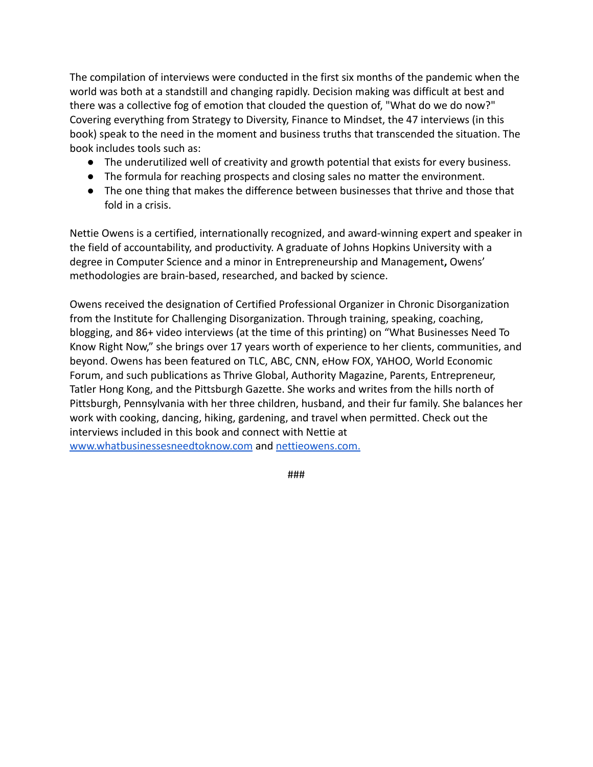The compilation of interviews were conducted in the first six months of the pandemic when the world was both at a standstill and changing rapidly. Decision making was difficult at best and there was a collective fog of emotion that clouded the question of, "What do we do now?" Covering everything from Strategy to Diversity, Finance to Mindset, the 47 interviews (in this book) speak to the need in the moment and business truths that transcended the situation. The book includes tools such as:

- The underutilized well of creativity and growth potential that exists for every business.
- The formula for reaching prospects and closing sales no matter the environment.
- The one thing that makes the difference between businesses that thrive and those that fold in a crisis.

Nettie Owens is a certified, internationally recognized, and award-winning expert and speaker in the field of accountability, and productivity. A graduate of Johns Hopkins University with a degree in Computer Science and a minor in Entrepreneurship and Management**,** Owens' methodologies are brain-based, researched, and backed by science.

Owens received the designation of Certified Professional Organizer in Chronic Disorganization from the Institute for Challenging Disorganization. Through training, speaking, coaching, blogging, and 86+ video interviews (at the time of this printing) on "What Businesses Need To Know Right Now," she brings over 17 years worth of experience to her clients, communities, and beyond. Owens has been featured on TLC, ABC, CNN, eHow FOX, YAHOO, World Economic Forum, and such publications as Thrive Global, Authority Magazine, Parents, Entrepreneur, Tatler Hong Kong, and the Pittsburgh Gazette. She works and writes from the hills north of Pittsburgh, Pennsylvania with her three children, husband, and their fur family. She balances her work with cooking, dancing, hiking, gardening, and travel when permitted. Check out the interviews included in this book and connect with Nettie at [www.whatbusinessesneedtoknow.com](http://www.whatbusinessesneedtoknow.com) and [nettieowens.com.](http://nettieowens.com)

###